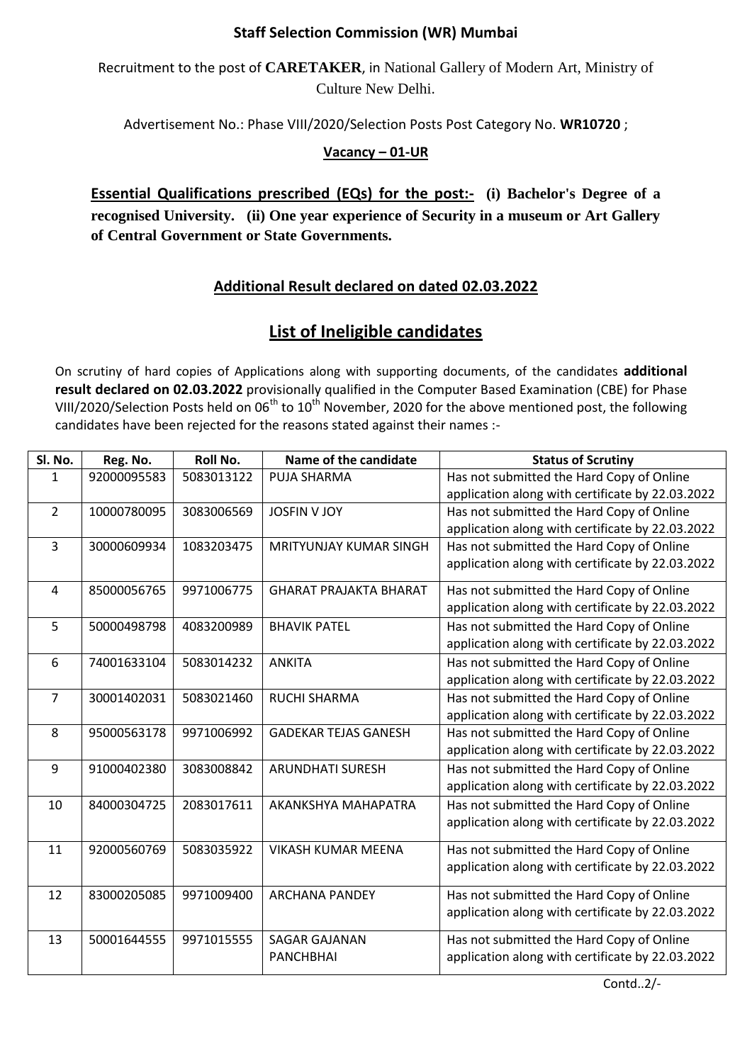**Staff Selection Commission (WR) Mumbai**

Recruitment to the post of **CARETAKER**, in National Gallery of Modern Art, Ministry of Culture New Delhi.

Advertisement No.: Phase VIII/2020/Selection Posts Post Category No. **WR10720** ;

**Vacancy – 01-UR**

**Essential Qualifications prescribed (EQs) for the post:- (i) Bachelor's Degree of a recognised University. (ii) One year experience of Security in a museum or Art Gallery of Central Government or State Governments.**

## Additional Result declared on dated 02.03.2022

## List of Ineligible candidates

On scrutiny of hard copies of Applications along with supporting documents, of the candidates **additional result declared on 02.03.2022** provisionally qualified in the Computer Based Examination (CBE) for Phase VIII/2020/Selection Posts held on 06th to 10th November, 2020 for the above mentioned post, the following candidates have been rejected for the reasons stated against their names :-

| Sl. No. | Reg. No. | Roll No. | Name of the candidate | Status of Scrutiny |
|---|---|---|---|---|
| 1 | 92000095583 | 5083013122 | PUJA SHARMA | Has not submitted the Hard Copy of Online application along with certificate by 22.03.2022 |
| 2 | 10000780095 | 3083006569 | JOSFIN V JOY | Has not submitted the Hard Copy of Online application along with certificate by 22.03.2022 |
| 3 | 30000609934 | 1083203475 | MRITYUNJAY KUMAR SINGH | Has not submitted the Hard Copy of Online application along with certificate by 22.03.2022 |
| 4 | 85000056765 | 9971006775 | GHARAT PRAJAKTA BHARAT | Has not submitted the Hard Copy of Online application along with certificate by 22.03.2022 |
| 5 | 50000498798 | 4083200989 | BHAVIK PATEL | Has not submitted the Hard Copy of Online application along with certificate by 22.03.2022 |
| 6 | 74001633104 | 5083014232 | ANKITA | Has not submitted the Hard Copy of Online application along with certificate by 22.03.2022 |
| 7 | 30001402031 | 5083021460 | RUCHI SHARMA | Has not submitted the Hard Copy of Online application along with certificate by 22.03.2022 |
| 8 | 95000563178 | 9971006992 | GADEKAR TEJAS GANESH | Has not submitted the Hard Copy of Online application along with certificate by 22.03.2022 |
| 9 | 91000402380 | 3083008842 | ARUNDHATI SURESH | Has not submitted the Hard Copy of Online application along with certificate by 22.03.2022 |
| 10 | 84000304725 | 2083017611 | AKANKSHYA MAHAPATRA | Has not submitted the Hard Copy of Online application along with certificate by 22.03.2022 |
| 11 | 92000560769 | 5083035922 | VIKASH KUMAR MEENA | Has not submitted the Hard Copy of Online application along with certificate by 22.03.2022 |
| 12 | 83000205085 | 9971009400 | ARCHANA PANDEY | Has not submitted the Hard Copy of Online application along with certificate by 22.03.2022 |
| 13 | 50001644555 | 9971015555 | SAGAR GAJANAN PANCHBHAI | Has not submitted the Hard Copy of Online application along with certificate by 22.03.2022 |

Contd..2/-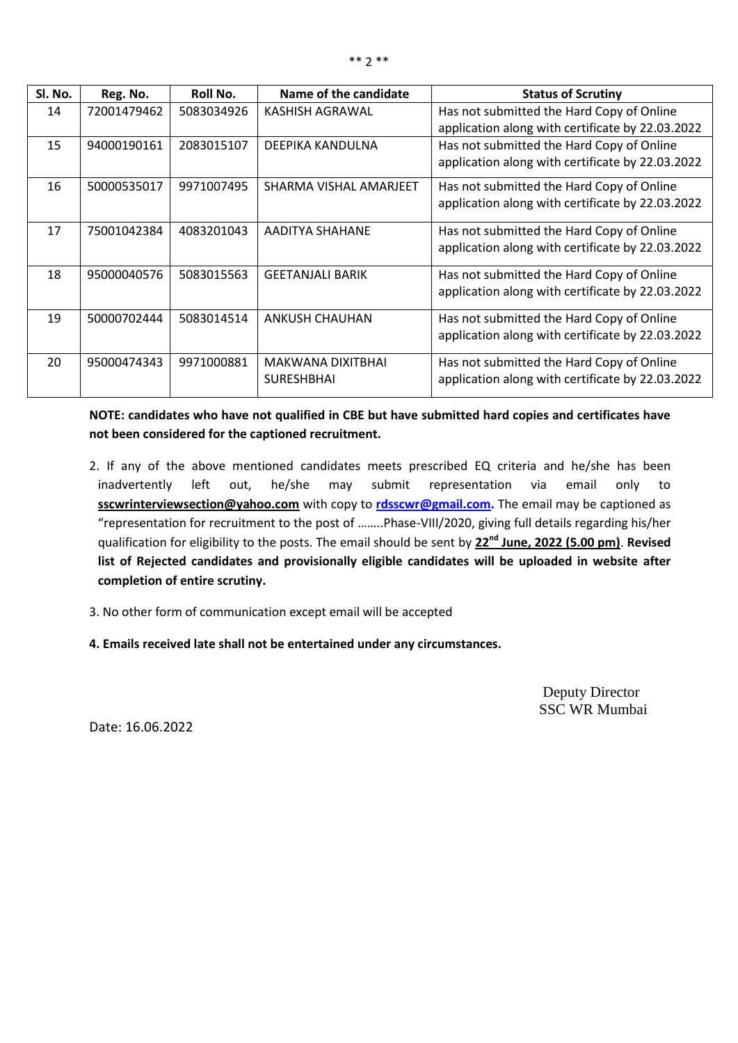| Sl. No. | Reg. No. | Roll No. | Name of the candidate | Status of Scrutiny |
|---|---|---|---|---|
| 14 | 72001479462 | 5083034926 | KASHISH AGRAWAL | Has not submitted the Hard Copy of Online application along with certificate by 22.03.2022 |
| 15 | 94000190161 | 2083015107 | DEEPIKA KANDULNA | Has not submitted the Hard Copy of Online application along with certificate by 22.03.2022 |
| 16 | 50000535017 | 9971007495 | SHARMA VISHAL AMARJEET | Has not submitted the Hard Copy of Online application along with certificate by 22.03.2022 |
| 17 | 75001042384 | 4083201043 | AADITYA SHAHANE | Has not submitted the Hard Copy of Online application along with certificate by 22.03.2022 |
| 18 | 95000040576 | 5083015563 | GEETANJALI BARIK | Has not submitted the Hard Copy of Online application along with certificate by 22.03.2022 |
| 19 | 50000702444 | 5083014514 | ANKUSH CHAUHAN | Has not submitted the Hard Copy of Online application along with certificate by 22.03.2022 |
| 20 | 95000474343 | 9971000881 | MAKWANA DIXITBHAI SURESHBHAI | Has not submitted the Hard Copy of Online application along with certificate by 22.03.2022 |

**NOTE: candidates who have not qualified in CBE but have submitted hard copies and certificates have not been considered for the captioned recruitment.**

2. If any of the above mentioned candidates meets prescribed EQ criteria and he/she has been inadvertently left out, he/she may submit representation via email only to **sscwrinterviewsection@yahoo.com** with copy to **rdsscwr@gmail.com.** The email may be captioned as "representation for recruitment to the post of ……..Phase-VIII/2020, giving full details regarding his/her qualification for eligibility to the posts. The email should be sent by **22nd June, 2022 (5.00 pm)**. **Revised list of Rejected candidates and provisionally eligible candidates will be uploaded in website after completion of entire scrutiny.**

3. No other form of communication except email will be accepted

**4. Emails received late shall not be entertained under any circumstances.**

Deputy Director
SSC WR Mumbai

Date: 16.06.2022